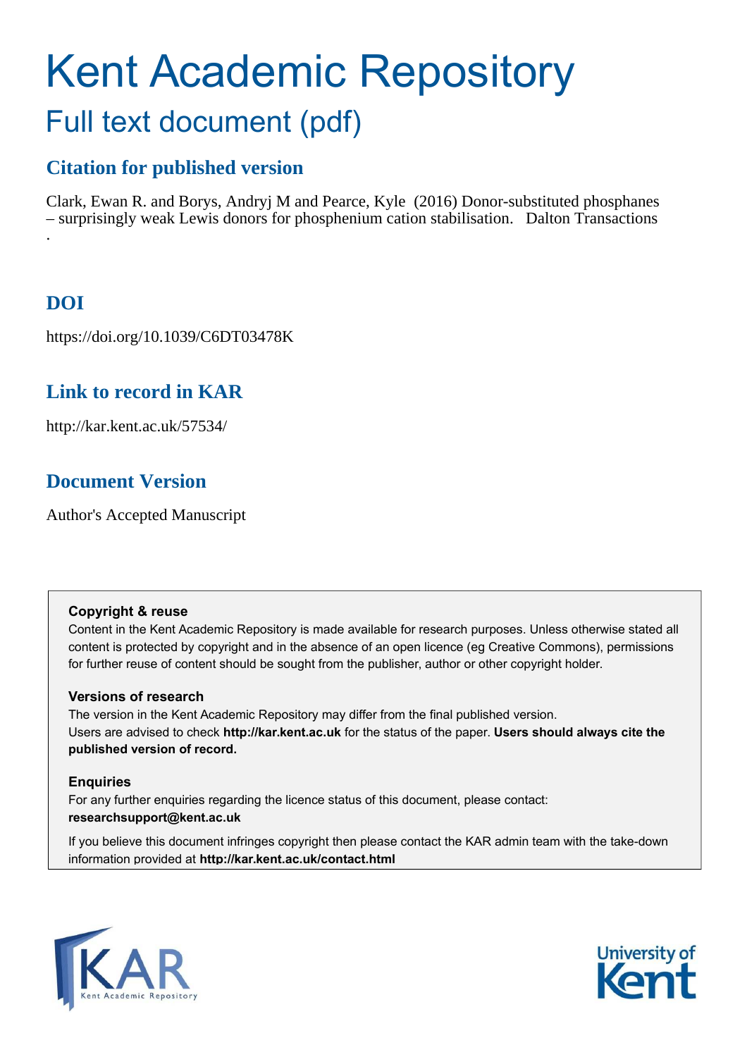# Kent Academic Repository

## Full text document (pdf)

### Citation for published version

Clark, Ewan R. and Borys, Andryj M and Pearce, Kyle (2016) Donor-substituted phosphanes – surprisingly weak Lewis donors for phosphenium cation stabilisation. Dalton Transactions .

### DOI

https://doi.org/10.1039/C6DT03478K

### Link to record in KAR

http://kar.kent.ac.uk/57534/

### Document Version

Author's Accepted Manuscript

**Copyright & reuse**

Content in the Kent Academic Repository is made available for research purposes. Unless otherwise stated all content is protected by copyright and in the absence of an open licence (eg Creative Commons), permissions for further reuse of content should be sought from the publisher, author or other copyright holder.

**Versions of research**

The version in the Kent Academic Repository may differ from the final published version. Users are advised to check **http://kar.kent.ac.uk** for the status of the paper. **Users should always cite the published version of record.**

**Enquiries**

For any further enquiries regarding the licence status of this document, please contact: **researchsupport@kent.ac.uk**

If you believe this document infringes copyright then please contact the KAR admin team with the take-down information provided at **http://kar.kent.ac.uk/contact.html**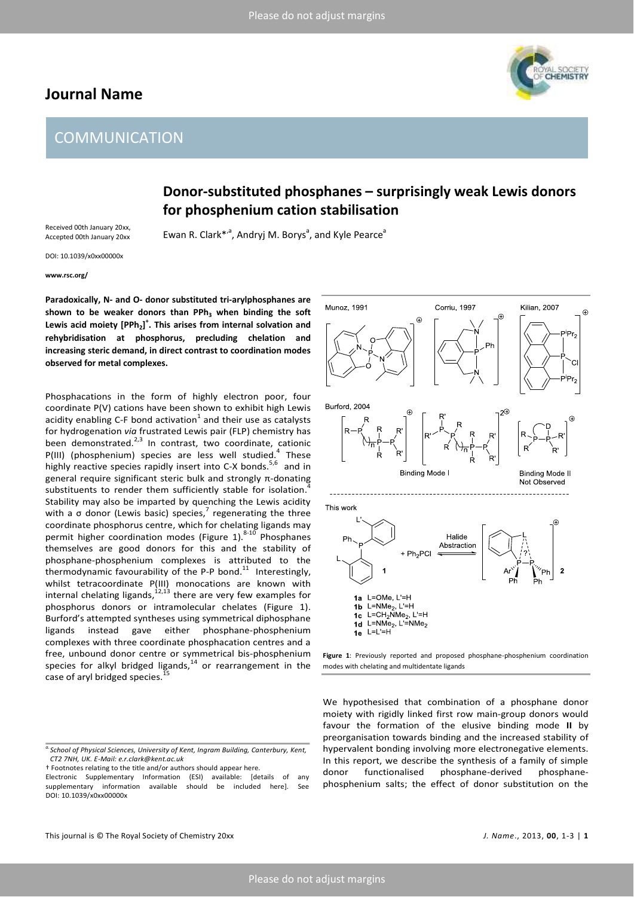# Donor-substituted phosphanes – surprisingly weak Lewis donors for phosphenium cation stabilisation

Received 00th January 20xx, Accepted 00th January 20xx

DOI: 10.1039/x0xx00000x

www.rsc.org/

Ewan R. Clark*[,a], Andryj M. Borys[a], and Kyle Pearce[a]

**Paradoxically, N- and O- donor substituted tri-arylphosphanes are shown to be weaker donors than $PPh_3$ when binding the soft Lewis acid moiety $[PPh_2]^+$. This arises from internal solvation and rehybridisation at phosphorus, precluding chelation and increasing steric demand, in direct contrast to coordination modes observed for metal complexes.**

Phosphacations in the form of highly electron poor, four coordinate P(V) cations have been shown to exhibit high Lewis acidity enabling C-F bond activation[1] and their use as catalysts for hydrogenation *via* frustrated Lewis pair (FLP) chemistry has been demonstrated.[2,3] In contrast, two coordinate, cationic P(III) (phosphenium) species are less well studied.[4] These highly reactive species rapidly insert into C-X bonds.[5,6] and in general require significant steric bulk and strongly π-donating substituents to render them sufficiently stable for isolation.[4] Stability may also be imparted by quenching the Lewis acidity with a σ donor (Lewis basic) species,[7] regenerating the three coordinate phosphorus centre, which for chelating ligands may permit higher coordination modes (Figure 1).[8-10] Phosphanes themselves are good donors for this and the stability of phosphane-phosphenium complexes is attributed to the thermodynamic favourability of the P-P bond.[11] Interestingly, whilst tetracoordinate P(III) monocations are known with internal chelating ligands,[12,13] there are very few examples for phosphorus donors or intramolecular chelates (Figure 1). Burford's attempted syntheses using symmetrical diphosphane ligands instead gave either phosphane-phosphenium complexes with three coordinate phosphacation centres and a free, unbound donor centre or symmetrical bis-phosphenium species for alkyl bridged ligands,[14] or rearrangement in the case of aryl bridged species.[15]

**Figure 1**: Previously reported and proposed phosphane-phosphenium coordination modes with chelating and multidentate ligands

We hypothesised that combination of a phosphane donor moiety with rigidly linked first row main-group donors would favour the formation of the elusive binding mode **II** by preorganisation towards binding and the increased stability of hypervalent bonding involving more electronegative elements. In this report, we describe the synthesis of a family of simple donor functionalised phosphane-derived phosphane-phosphenium salts; the effect of donor substitution on the

[a] School of Physical Sciences, University of Kent, Ingram Building, Canterbury, Kent, CT2 7NH, UK. E-Mail: e.r.clark@kent.ac.uk

† Footnotes relating to the title and/or authors should appear here.

Electronic Supplementary Information (ESI) available: [details of any supplementary information available should be included here]. See DOI: 10.1039/x0xx00000x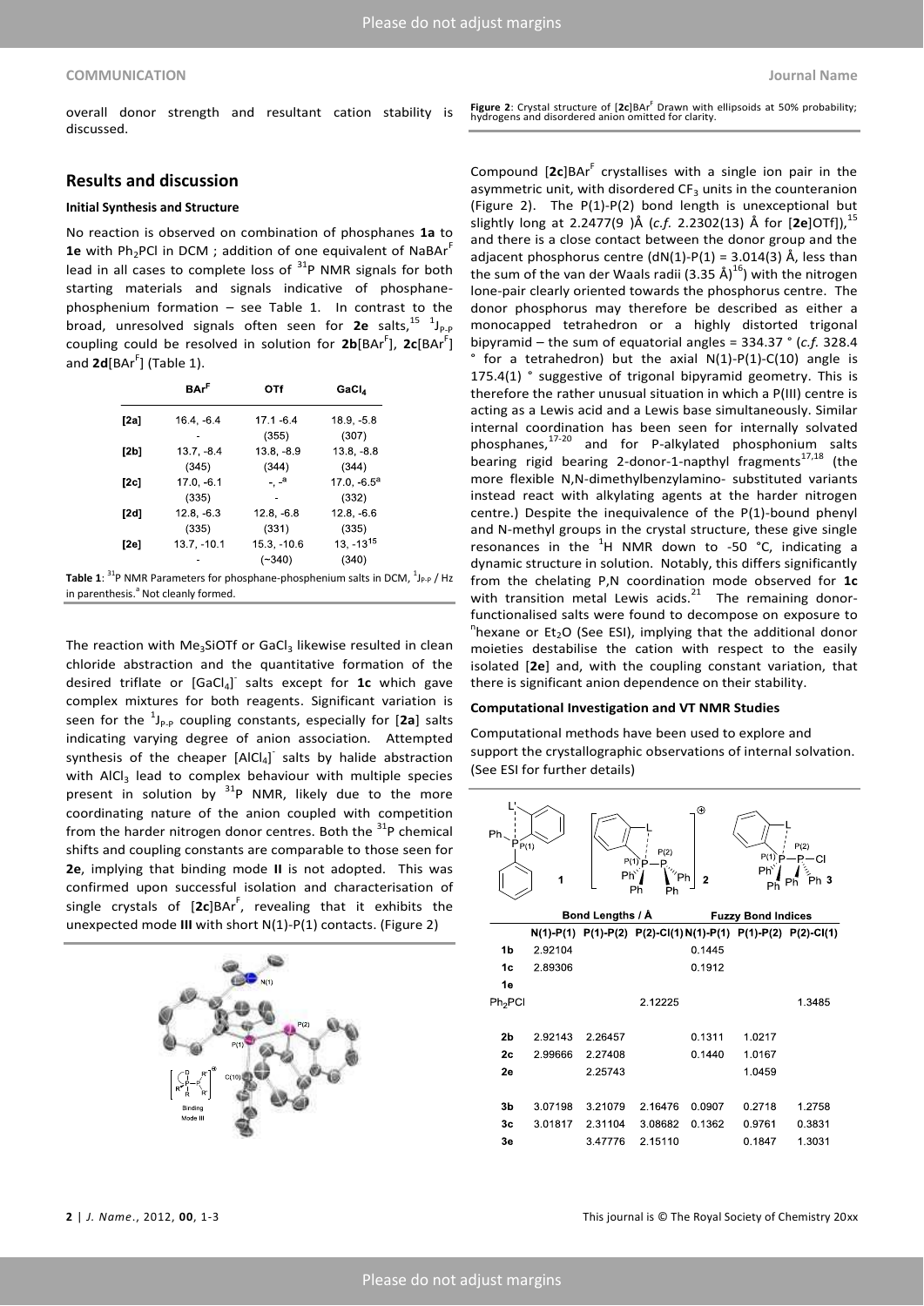overall donor strength and resultant cation stability is discussed.

## Results and discussion

### Initial Synthesis and Structure

No reaction is observed on combination of phosphanes **1a** to **1e** with $Ph_2PCl$ in DCM ; addition of one equivalent of $NaBAr^F$ lead in all cases to complete loss of $^{31}P$ NMR signals for both starting materials and signals indicative of phosphane-phosphenium formation – see Table 1. In contrast to the broad, unresolved signals often seen for **2e** salts,[15] $^1J_{P-P}$ coupling could be resolved in solution for **2b**[$BAr^F$], **2c**[$BAr^F$] and **2d**[$BAr^F$] (Table 1).

| | $BAr^F$ | OTf | $GaCl_4$ |
|---|---|---|---|
| [2a] | 16.4, -6.4 | 17.1 -6.4 | 18.9, -5.8 |
| | - | (355) | (307) |
| [2b] | 13.7, -8.4 | 13.8, -8.9 | 13.8, -8.8 |
| | (345) | (344) | (344) |
| [2c] | 17.0, -6.1 | -, -[a] | 17.0, -6.5[a] |
| | (335) | - | (332) |
| [2d] | 12.8, -6.3 | 12.8, -6.8 | 12.8, -6.6 |
| | (335) | (331) | (335) |
| [2e] | 13.7, -10.1 | 15.3, -10.6 | 13, -13[15] |
| | - | (~340) | (340) |

**Table 1**: $^{31}P$ NMR Parameters for phosphane-phosphenium salts in DCM, $^1J_{P-P}$ / Hz in parenthesis. [a] Not cleanly formed.

The reaction with $Me_3SiOTf$ or $GaCl_3$ likewise resulted in clean chloride abstraction and the quantitative formation of the desired triflate or $[GaCl_4]^-$ salts except for **1c** which gave complex mixtures for both reagents. Significant variation is seen for the $^1J_{P-P}$ coupling constants, especially for [**2a**] salts indicating varying degree of anion association. Attempted synthesis of the cheaper $[AlCl_4]^-$ salts by halide abstraction with $AlCl_3$ lead to complex behaviour with multiple species present in solution by $^{31}P$ NMR, likely due to the more coordinating nature of the anion coupled with competition from the harder nitrogen donor centres. Both the $^{31}P$ chemical shifts and coupling constants are comparable to those seen for **2e**, implying that binding mode **II** is not adopted. This was confirmed upon successful isolation and characterisation of single crystals of [**2c**]$BAr^F$, revealing that it exhibits the unexpected mode **III** with short N(1)-P(1) contacts. (Figure 2)

**Figure 2**: Crystal structure of [**2c**]$BAr^F$ Drawn with ellipsoids at 50% probability; hydrogens and disordered anion omitted for clarity.

Compound [**2c**]$BAr^F$ crystallises with a single ion pair in the asymmetric unit, with disordered $CF_3$ units in the counteranion (Figure 2). The P(1)-P(2) bond length is unexceptional but slightly long at 2.2477(9 )Å (*c.f.* 2.2302(13) Å for [**2e**]OTf]),[15] and there is a close contact between the donor group and the adjacent phosphorus centre (dN(1)-P(1) = 3.014(3) Å, less than the sum of the van der Waals radii (3.35 Å)[16]) with the nitrogen lone-pair clearly oriented towards the phosphorus centre. The donor phosphorus may therefore be described as either a monocapped tetrahedron or a highly distorted trigonal bipyramid – the sum of equatorial angles = 334.37 ° (*c.f.* 328.4 ° for a tetrahedron) but the axial N(1)-P(1)-C(10) angle is 175.4(1) ° suggestive of trigonal bipyramid geometry. This is therefore the rather unusual situation in which a P(III) centre is acting as a Lewis acid and a Lewis base simultaneously. Similar internal coordination has been seen for internally solvated phosphanes,[17-20] and for P-alkylated phosphonium salts bearing rigid bearing 2-donor-1-napthyl fragments[17,18] (the more flexible N,N-dimethylbenzylamino- substituted variants instead react with alkylating agents at the harder nitrogen centre.) Despite the inequivalence of the P(1)-bound phenyl and N-methyl groups in the crystal structure, these give single resonances in the $^1H$ NMR down to -50 °C, indicating a dynamic structure in solution. Notably, this differs significantly from the chelating P,N coordination mode observed for **1c** with transition metal Lewis acids.[21] The remaining donor-functionalised salts were found to decompose on exposure to $^n$hexane or $Et_2O$ (See ESI), implying that the additional donor moieties destabilise the cation with respect to the easily isolated [**2e**] and, with the coupling constant variation, that there is significant anion dependence on their stability.

### Computational Investigation and VT NMR Studies

Computational methods have been used to explore and support the crystallographic observations of internal solvation. (See ESI for further details)

| | Bond Lengths / Å | | | Fuzzy Bond Indices | | |
|---|---|---|---|---|---|---|
| | N(1)-P(1) | P(1)-P(2) | P(2)-Cl(1) | N(1)-P(1) | P(1)-P(2) | P(2)-Cl(1) |
| 1b | 2.92104 | | | 0.1445 | | |
| 1c | 2.89306 | | | 0.1912 | | |
| 1e | | | | | | |
| $Ph_2PCl$ | | | 2.12225 | | | 1.3485 |
| 2b | 2.92143 | 2.26457 | | 0.1311 | 1.0217 | |
| 2c | 2.99666 | 2.27408 | | 0.1440 | 1.0167 | |
| 2e | | 2.25743 | | | 1.0459 | |
| 3b | 3.07198 | 3.21079 | 2.16476 | 0.0907 | 0.2718 | 1.2758 |
| 3c | 3.01817 | 2.31104 | 3.08682 | 0.1362 | 0.9761 | 0.3831 |
| 3e | | 3.47776 | 2.15110 | | 0.1847 | 1.3031 |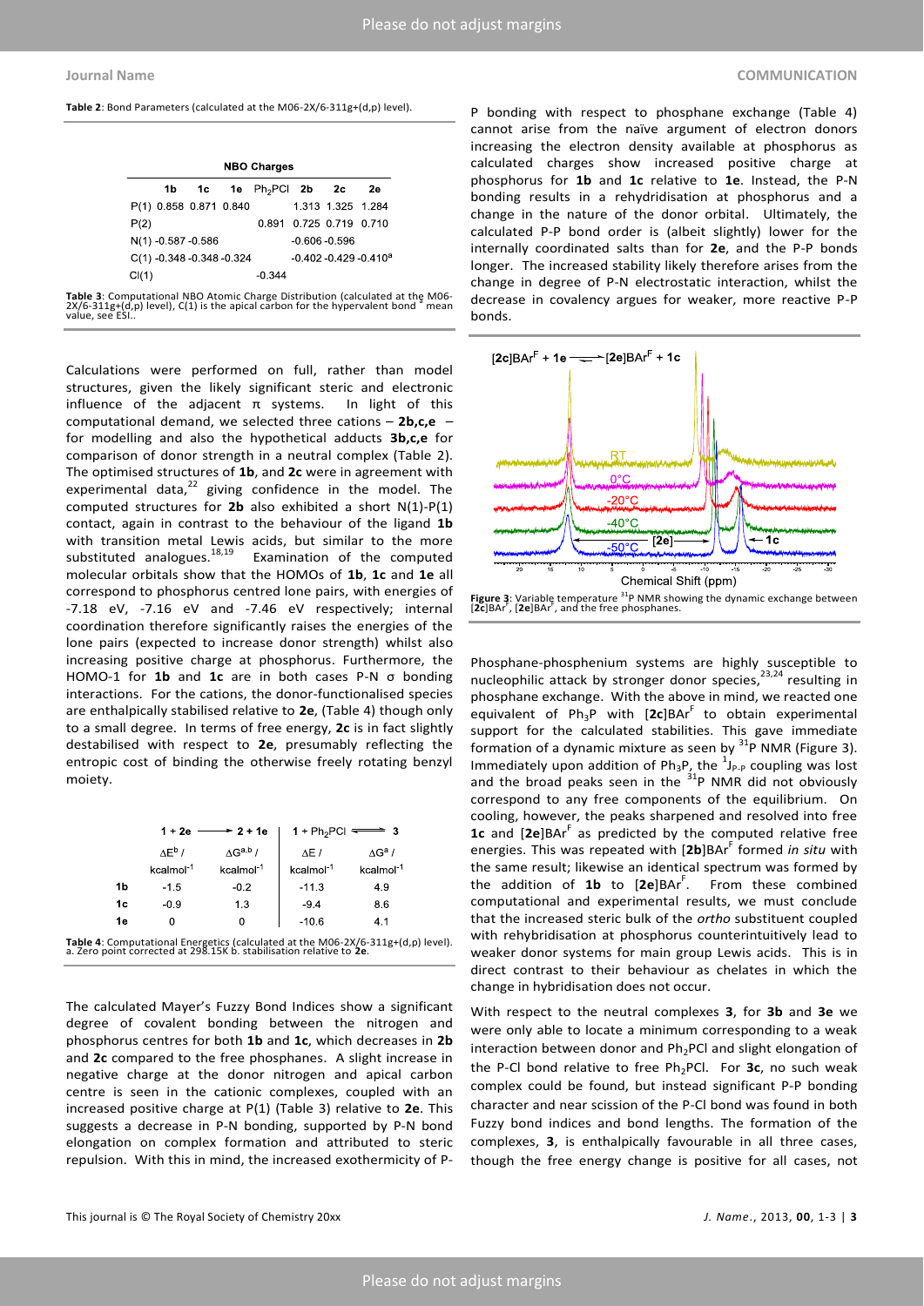**Table 2**: Bond Parameters (calculated at the M06-2X/6-311g+(d,p) level).

| NBO Charges | | | | | | | |
|---|---|---|---|---|---|---|---|
| | 1b | 1c | 1e | $Ph_2PCl$ | 2b | 2c | 2e |
| P(1) | 0.858 | 0.871 | 0.840 | | 1.313 | 1.325 | 1.284 |
| P(2) | | | | 0.891 | 0.725 | 0.719 | 0.710 |
| N(1) | -0.587 | -0.586 | | | -0.606 | -0.596 | |
| C(1) | -0.348 | -0.348 | -0.324 | | -0.402 | -0.429 | -0.410[a] |
| Cl(1) | | | | -0.344 | | | |

**Table 3**: Computational NBO Atomic Charge Distribution (calculated at the M06-2X/6-311g+(d,p) level), C(1) is the apical carbon for the hypervalent bond [a] mean value, see ESI..

Calculations were performed on full, rather than model structures, given the likely significant steric and electronic influence of the adjacent π systems. In light of this computational demand, we selected three cations – **2b,c,e** – for modelling and also the hypothetical adducts **3b,c,e** for comparison of donor strength in a neutral complex (Table 2). The optimised structures of **1b**, and **2c** were in agreement with experimental data,[22] giving confidence in the model. The computed structures for **2b** also exhibited a short N(1)-P(1) contact, again in contrast to the behaviour of the ligand **1b** with transition metal Lewis acids, but similar to the more substituted analogues.[18,19] Examination of the computed molecular orbitals show that the HOMOs of **1b**, **1c** and **1e** all correspond to phosphorus centred lone pairs, with energies of -7.18 eV, -7.16 eV and -7.46 eV respectively; internal coordination therefore significantly raises the energies of the lone pairs (expected to increase donor strength) whilst also increasing positive charge at phosphorus. Furthermore, the HOMO-1 for **1b** and **1c** are in both cases P-N σ bonding interactions. For the cations, the donor-functionalised species are enthalpically stabilised relative to **2e**, (Table 4) though only to a small degree. In terms of free energy, **2c** is in fact slightly destabilised with respect to **2e**, presumably reflecting the entropic cost of binding the otherwise freely rotating benzyl moiety.

| | 1 + 2e ⟶ 2 + 1e | | $1 + Ph_2PCl \rightleftharpoons 3$ | |
|---|---|---|---|---|
| | $\Delta E^b$ / $kcalmol^{-1}$ | $\Delta G^{a,b}$ / $kcalmol^{-1}$ | $\Delta E$ / $kcalmol^{-1}$ | $\Delta G^a$ / $kcalmol^{-1}$ |
| **1b** | -1.5 | -0.2 | -11.3 | 4.9 |
| **1c** | -0.9 | 1.3 | -9.4 | 8.6 |
| **1e** | 0 | 0 | -10.6 | 4.1 |

**Table 4**: Computational Energetics (calculated at the M06-2X/6-311g+(d,p) level). a. Zero point corrected at 298.15K b. stabilisation relative to **2e**.

The calculated Mayer's Fuzzy Bond Indices show a significant degree of covalent bonding between the nitrogen and phosphorus centres for both **1b** and **1c**, which decreases in **2b** and **2c** compared to the free phosphanes. A slight increase in negative charge at the donor nitrogen and apical carbon centre is seen in the cationic complexes, coupled with an increased positive charge at P(1) (Table 3) relative to **2e**. This suggests a decrease in P-N bonding, supported by P-N bond elongation on complex formation and attributed to steric repulsion. With this in mind, the increased exothermicity of P-P bonding with respect to phosphane exchange (Table 4) cannot arise from the naïve argument of electron donors increasing the electron density available at phosphorus as calculated charges show increased positive charge at phosphorus for **1b** and **1c** relative to **1e**. Instead, the P-N bonding results in a rehydridisation at phosphorus and a change in the nature of the donor orbital. Ultimately, the calculated P-P bond order is (albeit slightly) lower for the internally coordinated salts than for **2e**, and the P-P bonds longer. The increased stability likely therefore arises from the change in degree of P-N electrostatic interaction, whilst the decrease in covalency argues for weaker, more reactive P-P bonds.

**Figure 3**: Variable temperature $^{31}P$ NMR showing the dynamic exchange between $[\mathbf{2c}]BAr^F$, $[\mathbf{2e}]BAr^F$, and the free phosphanes.

Phosphane-phosphenium systems are highly susceptible to nucleophilic attack by stronger donor species,[23,24] resulting in phosphane exchange. With the above in mind, we reacted one equivalent of $Ph_3P$ with $[\mathbf{2c}]BAr^F$ to obtain experimental support for the calculated stabilities. This gave immediate formation of a dynamic mixture as seen by $^{31}P$ NMR (Figure 3). Immediately upon addition of $Ph_3P$, the $^1J_{P\text{-}P}$ coupling was lost and the broad peaks seen in the $^{31}P$ NMR did not obviously correspond to any free components of the equilibrium. On cooling, however, the peaks sharpened and resolved into free **1c** and $[\mathbf{2e}]BAr^F$ as predicted by the computed relative free energies. This was repeated with $[\mathbf{2b}]BAr^F$ formed *in situ* with the same result; likewise an identical spectrum was formed by the addition of **1b** to $[\mathbf{2e}]BAr^F$. From these combined computational and experimental results, we must conclude that the increased steric bulk of the *ortho* substituent coupled with rehybridisation at phosphorus counterintuitively lead to weaker donor systems for main group Lewis acids. This is in direct contrast to their behaviour as chelates in which the change in hybridisation does not occur.

With respect to the neutral complexes **3**, for **3b** and **3e** we were only able to locate a minimum corresponding to a weak interaction between donor and $Ph_2PCl$ and slight elongation of the P-Cl bond relative to free $Ph_2PCl$. For **3c**, no such weak complex could be found, but instead significant P-P bonding character and near scission of the P-Cl bond was found in both Fuzzy bond indices and bond lengths. The formation of the complexes, **3**, is enthalpically favourable in all three cases, though the free energy change is positive for all cases, not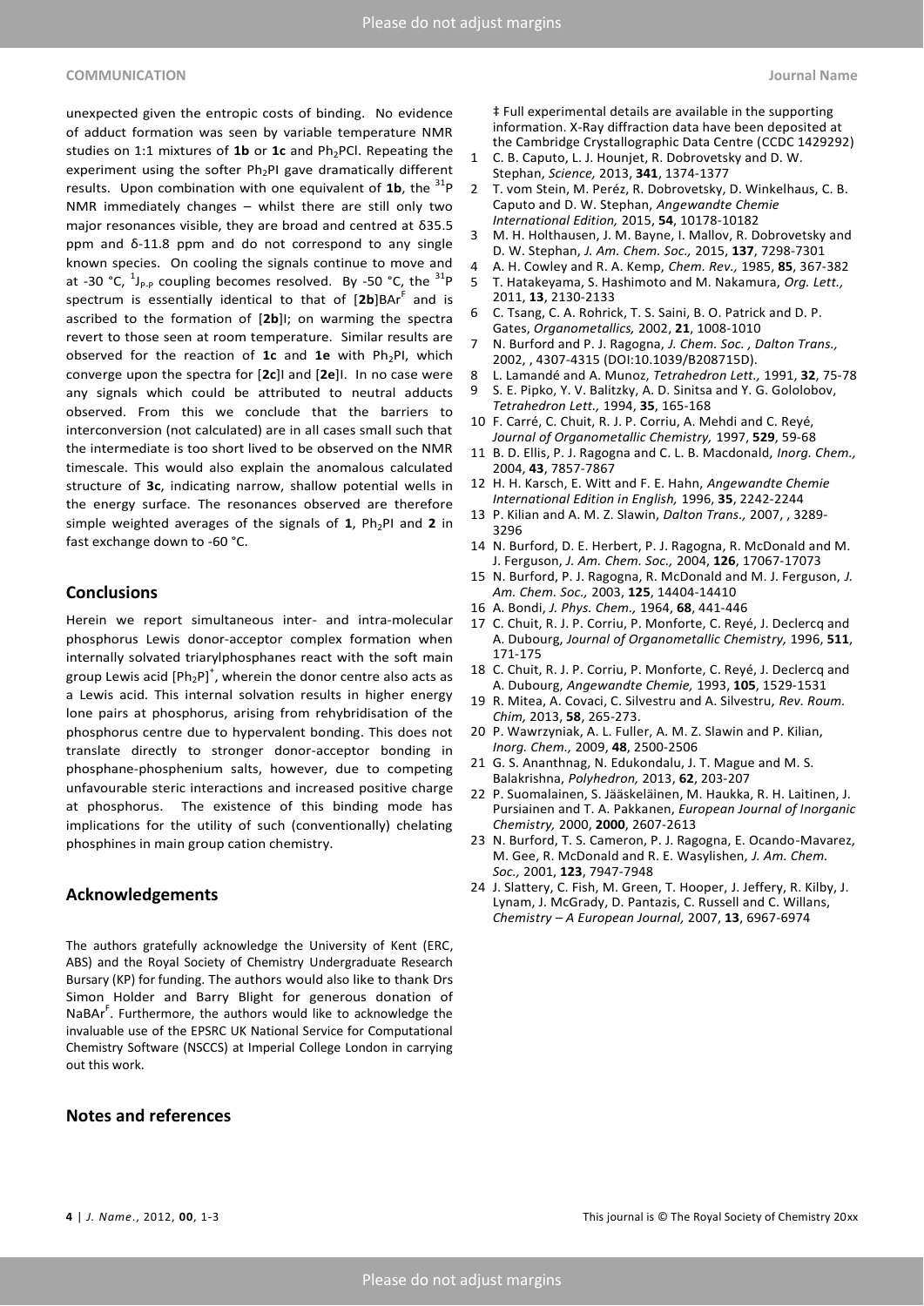unexpected given the entropic costs of binding. No evidence of adduct formation was seen by variable temperature NMR studies on 1:1 mixtures of **1b** or **1c** and $Ph_2PCl$. Repeating the experiment using the softer $Ph_2PI$ gave dramatically different results. Upon combination with one equivalent of **1b**, the $^{31}P$ NMR immediately changes – whilst there are still only two major resonances visible, they are broad and centred at δ35.5 ppm and δ-11.8 ppm and do not correspond to any single known species. On cooling the signals continue to move and at -30 °C, $^{1}J_{P-P}$ coupling becomes resolved. By -50 °C, the $^{31}P$ spectrum is essentially identical to that of [**2b**]$BAr^F$ and is ascribed to the formation of [**2b**]I; on warming the spectra revert to those seen at room temperature. Similar results are observed for the reaction of **1c** and **1e** with $Ph_2PI$, which converge upon the spectra for [**2c**]I and [**2e**]I. In no case were any signals which could be attributed to neutral adducts observed. From this we conclude that the barriers to interconversion (not calculated) are in all cases small such that the intermediate is too short lived to be observed on the NMR timescale. This would also explain the anomalous calculated structure of **3c**, indicating narrow, shallow potential wells in the energy surface. The resonances observed are therefore simple weighted averages of the signals of **1**, $Ph_2PI$ and **2** in fast exchange down to -60 °C.

## Conclusions

Herein we report simultaneous inter- and intra-molecular phosphorus Lewis donor-acceptor complex formation when internally solvated triarylphosphanes react with the soft main group Lewis acid $[Ph_2P]^+$, wherein the donor centre also acts as a Lewis acid. This internal solvation results in higher energy lone pairs at phosphorus, arising from rehybridisation of the phosphorus centre due to hypervalent bonding. This does not translate directly to stronger donor-acceptor bonding in phosphane-phosphenium salts, however, due to competing unfavourable steric interactions and increased positive charge at phosphorus. The existence of this binding mode has implications for the utility of such (conventionally) chelating phosphines in main group cation chemistry.

## Acknowledgements

The authors gratefully acknowledge the University of Kent (ERC, ABS) and the Royal Society of Chemistry Undergraduate Research Bursary (KP) for funding. The authors would also like to thank Drs Simon Holder and Barry Blight for generous donation of $NaBAr^F$. Furthermore, the authors would like to acknowledge the invaluable use of the EPSRC UK National Service for Computational Chemistry Software (NSCCS) at Imperial College London in carrying out this work.

## Notes and references

‡ Full experimental details are available in the supporting information. X-Ray diffraction data have been deposited at the Cambridge Crystallographic Data Centre (CCDC 1429292)

1. C. B. Caputo, L. J. Hounjet, R. Dobrovetsky and D. W. Stephan, *Science,* 2013, **341**, 1374-1377
2. T. vom Stein, M. Peréz, R. Dobrovetsky, D. Winkelhaus, C. B. Caputo and D. W. Stephan, *Angewandte Chemie International Edition,* 2015, **54**, 10178-10182
3. M. H. Holthausen, J. M. Bayne, I. Mallov, R. Dobrovetsky and D. W. Stephan, *J. Am. Chem. Soc.,* 2015, **137**, 7298-7301
4. A. H. Cowley and R. A. Kemp, *Chem. Rev.,* 1985, **85**, 367-382
5. T. Hatakeyama, S. Hashimoto and M. Nakamura, *Org. Lett.,* 2011, **13**, 2130-2133
6. C. Tsang, C. A. Rohrick, T. S. Saini, B. O. Patrick and D. P. Gates, *Organometallics,* 2002, **21**, 1008-1010
7. N. Burford and P. J. Ragogna, *J. Chem. Soc. , Dalton Trans.,* 2002, , 4307-4315 (DOI:10.1039/B208715D).
8. L. Lamandé and A. Munoz, *Tetrahedron Lett.,* 1991, **32**, 75-78
9. S. E. Pipko, Y. V. Balitzky, A. D. Sinitsa and Y. G. Gololobov, *Tetrahedron Lett.,* 1994, **35**, 165-168
10. F. Carré, C. Chuit, R. J. P. Corriu, A. Mehdi and C. Reyé, *Journal of Organometallic Chemistry,* 1997, **529**, 59-68
11. B. D. Ellis, P. J. Ragogna and C. L. B. Macdonald, *Inorg. Chem.,* 2004, **43**, 7857-7867
12. H. H. Karsch, E. Witt and F. E. Hahn, *Angewandte Chemie International Edition in English,* 1996, **35**, 2242-2244
13. P. Kilian and A. M. Z. Slawin, *Dalton Trans.,* 2007, , 3289-3296
14. N. Burford, D. E. Herbert, P. J. Ragogna, R. McDonald and M. J. Ferguson, *J. Am. Chem. Soc.,* 2004, **126**, 17067-17073
15. N. Burford, P. J. Ragogna, R. McDonald and M. J. Ferguson, *J. Am. Chem. Soc.,* 2003, **125**, 14404-14410
16. A. Bondi, *J. Phys. Chem.,* 1964, **68**, 441-446
17. C. Chuit, R. J. P. Corriu, P. Monforte, C. Reyé, J. Declercq and A. Dubourg, *Journal of Organometallic Chemistry,* 1996, **511**, 171-175
18. C. Chuit, R. J. P. Corriu, P. Monforte, C. Reyé, J. Declercq and A. Dubourg, *Angewandte Chemie,* 1993, **105**, 1529-1531
19. R. Mitea, A. Covaci, C. Silvestru and A. Silvestru, *Rev. Roum. Chim,* 2013, **58**, 265-273.
20. P. Wawrzyniak, A. L. Fuller, A. M. Z. Slawin and P. Kilian, *Inorg. Chem.,* 2009, **48**, 2500-2506
21. G. S. Ananthnag, N. Edukondalu, J. T. Mague and M. S. Balakrishna, *Polyhedron,* 2013, **62**, 203-207
22. P. Suomalainen, S. Jääskeläinen, M. Haukka, R. H. Laitinen, J. Pursiainen and T. A. Pakkanen, *European Journal of Inorganic Chemistry,* 2000, **2000**, 2607-2613
23. N. Burford, T. S. Cameron, P. J. Ragogna, E. Ocando-Mavarez, M. Gee, R. McDonald and R. E. Wasylishen, *J. Am. Chem. Soc.,* 2001, **123**, 7947-7948
24. J. Slattery, C. Fish, M. Green, T. Hooper, J. Jeffery, R. Kilby, J. Lynam, J. McGrady, D. Pantazis, C. Russell and C. Willans, *Chemistry – A European Journal,* 2007, **13**, 6967-6974